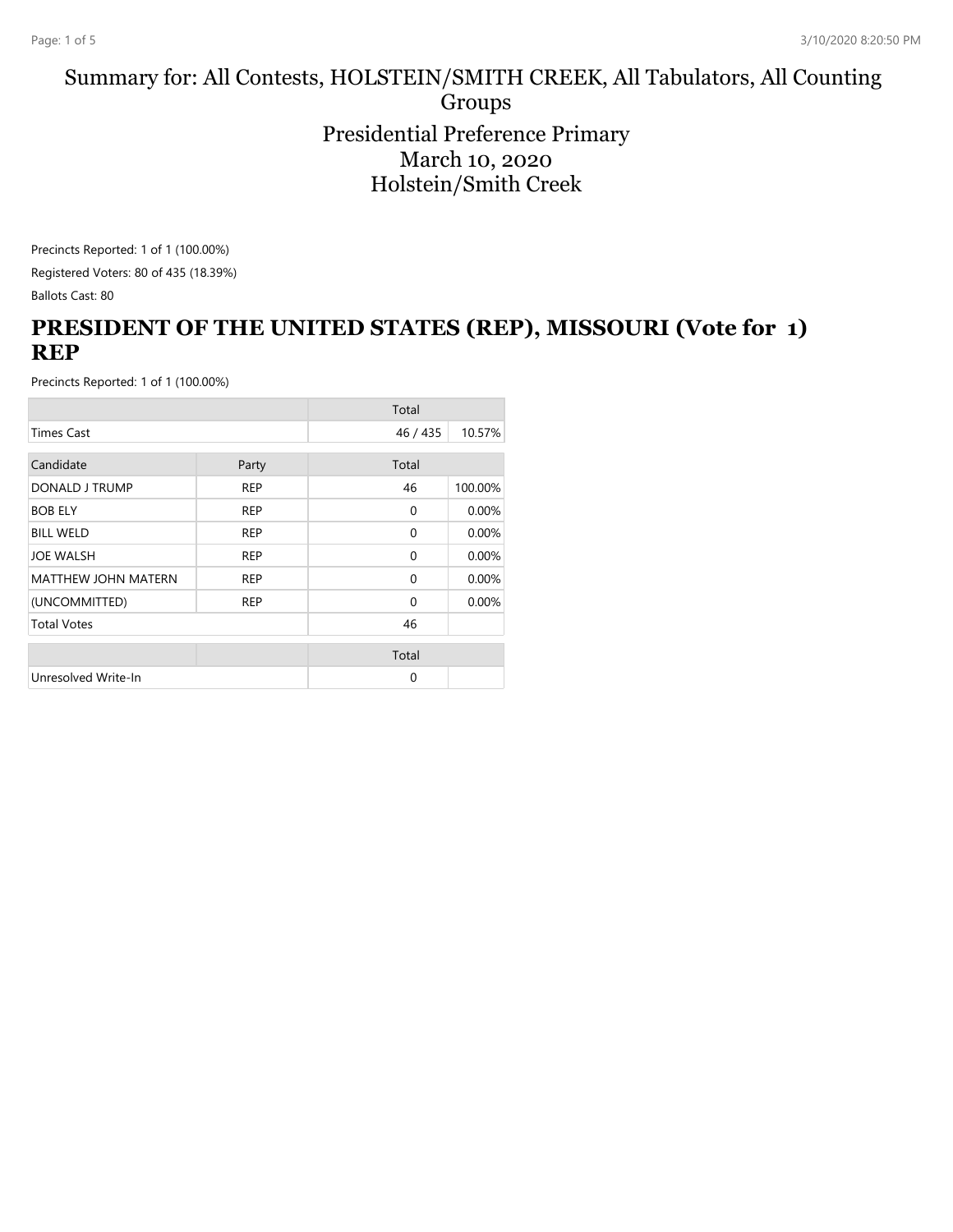# Summary for: All Contests, HOLSTEIN/SMITH CREEK, All Tabulators, All Counting Groups

## Presidential Preference Primary
## March 10, 2020
## Holstein/Smith Creek

Precincts Reported: 1 of 1 (100.00%)

Registered Voters: 80 of 435 (18.39%)

Ballots Cast: 80

## PRESIDENT OF THE UNITED STATES (REP), MISSOURI (Vote for 1) REP

Precincts Reported: 1 of 1 (100.00%)

| | | Total | |
|---|---|---|---|
| Times Cast | | 46 / 435 | 10.57% |
| **Candidate** | **Party** | **Total** | |
| DONALD J TRUMP | REP | 46 | 100.00% |
| BOB ELY | REP | 0 | 0.00% |
| BILL WELD | REP | 0 | 0.00% |
| JOE WALSH | REP | 0 | 0.00% |
| MATTHEW JOHN MATERN | REP | 0 | 0.00% |
| (UNCOMMITTED) | REP | 0 | 0.00% |
| Total Votes | | 46 | |

| | | Total | |
|---|---|---|---|
| Unresolved Write-In | | 0 | |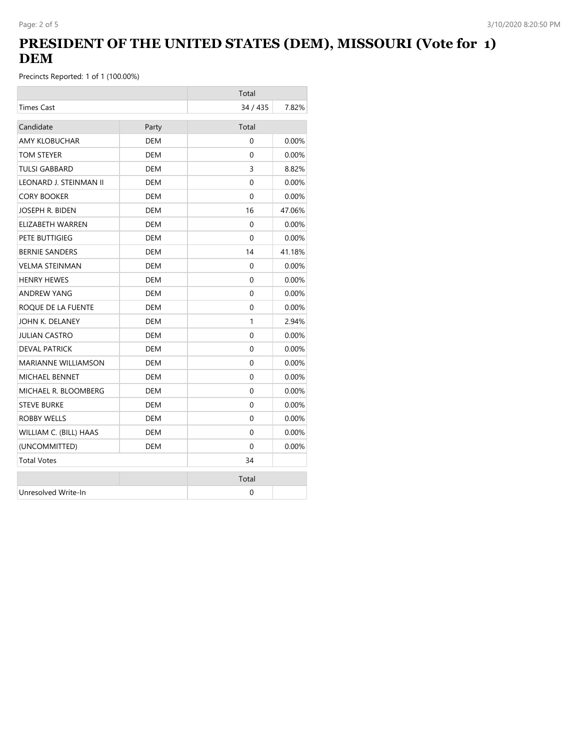# PRESIDENT OF THE UNITED STATES (DEM), MISSOURI (Vote for 1) DEM

Precincts Reported: 1 of 1 (100.00%)

| | | Total | |
|---|---|---|---|
| Times Cast | | 34 / 435 | 7.82% |

| Candidate | Party | Total | |
|---|---|---|---|
| AMY KLOBUCHAR | DEM | 0 | 0.00% |
| TOM STEYER | DEM | 0 | 0.00% |
| TULSI GABBARD | DEM | 3 | 8.82% |
| LEONARD J. STEINMAN II | DEM | 0 | 0.00% |
| CORY BOOKER | DEM | 0 | 0.00% |
| JOSEPH R. BIDEN | DEM | 16 | 47.06% |
| ELIZABETH WARREN | DEM | 0 | 0.00% |
| PETE BUTTIGIEG | DEM | 0 | 0.00% |
| BERNIE SANDERS | DEM | 14 | 41.18% |
| VELMA STEINMAN | DEM | 0 | 0.00% |
| HENRY HEWES | DEM | 0 | 0.00% |
| ANDREW YANG | DEM | 0 | 0.00% |
| ROQUE DE LA FUENTE | DEM | 0 | 0.00% |
| JOHN K. DELANEY | DEM | 1 | 2.94% |
| JULIAN CASTRO | DEM | 0 | 0.00% |
| DEVAL PATRICK | DEM | 0 | 0.00% |
| MARIANNE WILLIAMSON | DEM | 0 | 0.00% |
| MICHAEL BENNET | DEM | 0 | 0.00% |
| MICHAEL R. BLOOMBERG | DEM | 0 | 0.00% |
| STEVE BURKE | DEM | 0 | 0.00% |
| ROBBY WELLS | DEM | 0 | 0.00% |
| WILLIAM C. (BILL) HAAS | DEM | 0 | 0.00% |
| (UNCOMMITTED) | DEM | 0 | 0.00% |
| Total Votes | | 34 | |

| | | Total | |
|---|---|---|---|
| Unresolved Write-In | | 0 | |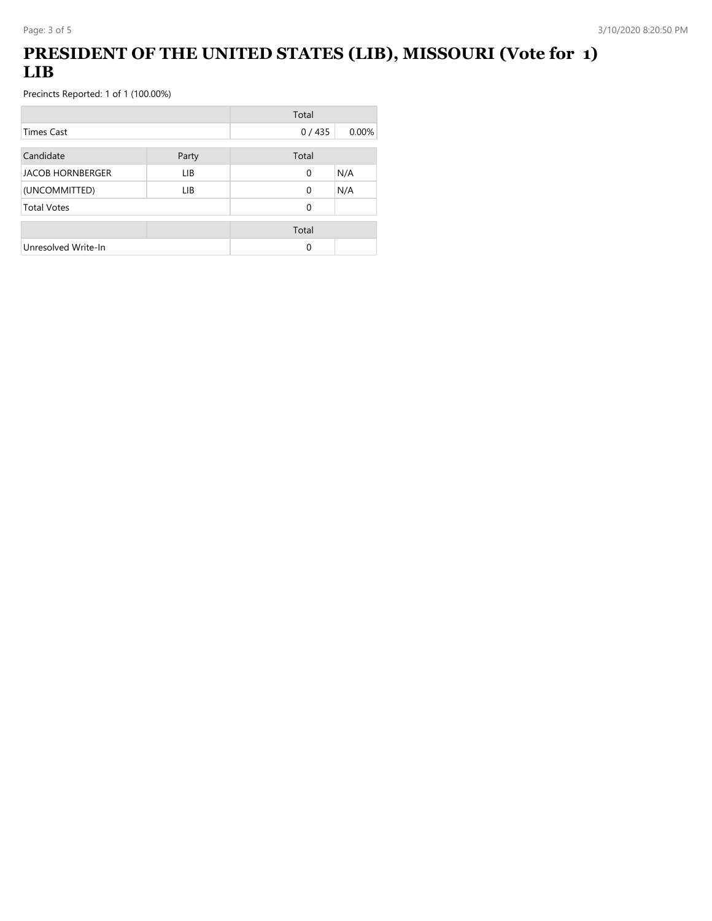# PRESIDENT OF THE UNITED STATES (LIB), MISSOURI (Vote for 1) LIB

Precincts Reported: 1 of 1 (100.00%)

| | Total | |
|---|---|---|
| Times Cast | 0 / 435 | 0.00% |

| Candidate | Party | Total | |
|---|---|---|---|
| JACOB HORNBERGER | LIB | 0 | N/A |
| (UNCOMMITTED) | LIB | 0 | N/A |
| Total Votes | | 0 | |

| | | Total | |
|---|---|---|---|
| Unresolved Write-In | | 0 | |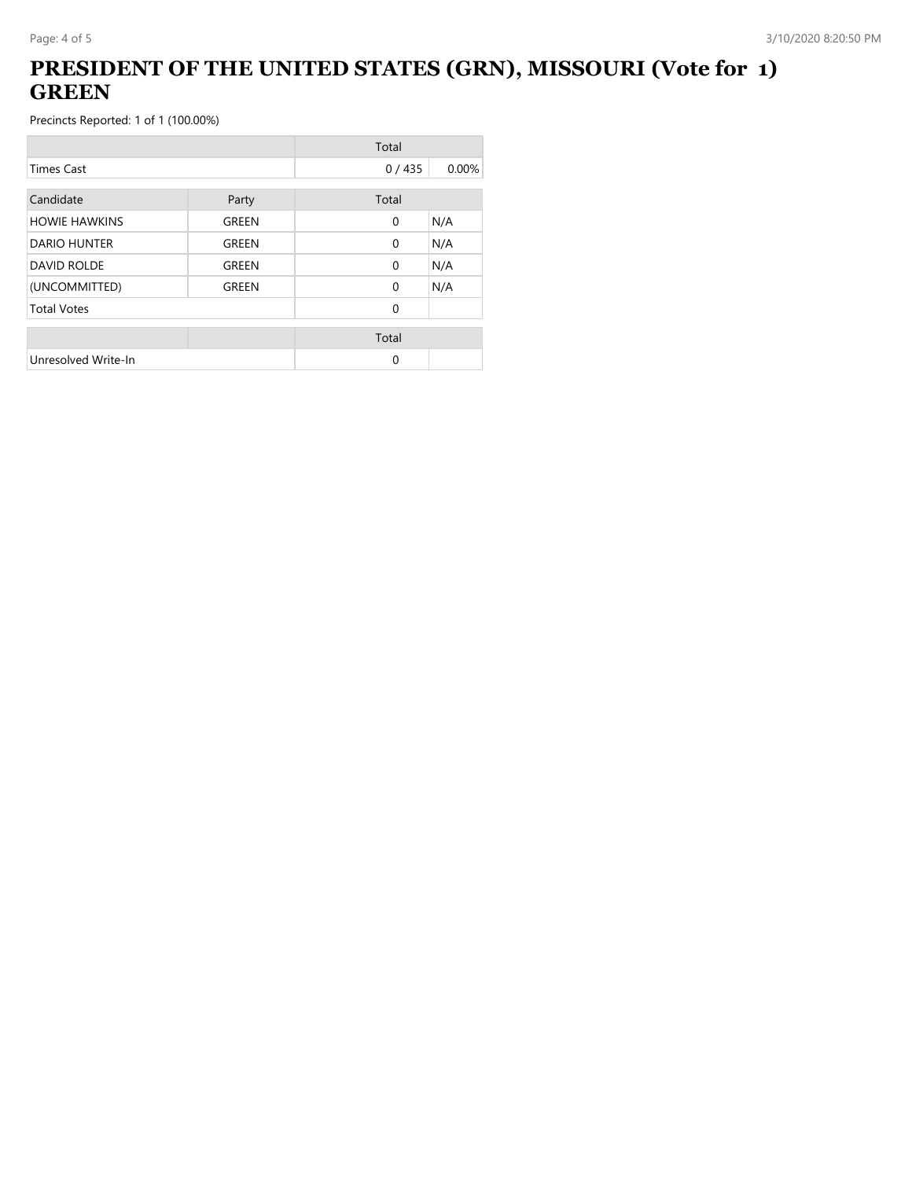# PRESIDENT OF THE UNITED STATES (GRN), MISSOURI (Vote for 1) GREEN

Precincts Reported: 1 of 1 (100.00%)

| | | Total | |
|---|---|---|---|
| Times Cast | | 0 / 435 | 0.00% |

| Candidate | Party | Total | |
|---|---|---|---|
| HOWIE HAWKINS | GREEN | 0 | N/A |
| DARIO HUNTER | GREEN | 0 | N/A |
| DAVID ROLDE | GREEN | 0 | N/A |
| (UNCOMMITTED) | GREEN | 0 | N/A |
| Total Votes | | 0 | |

| | | Total | |
|---|---|---|---|
| Unresolved Write-In | | 0 | |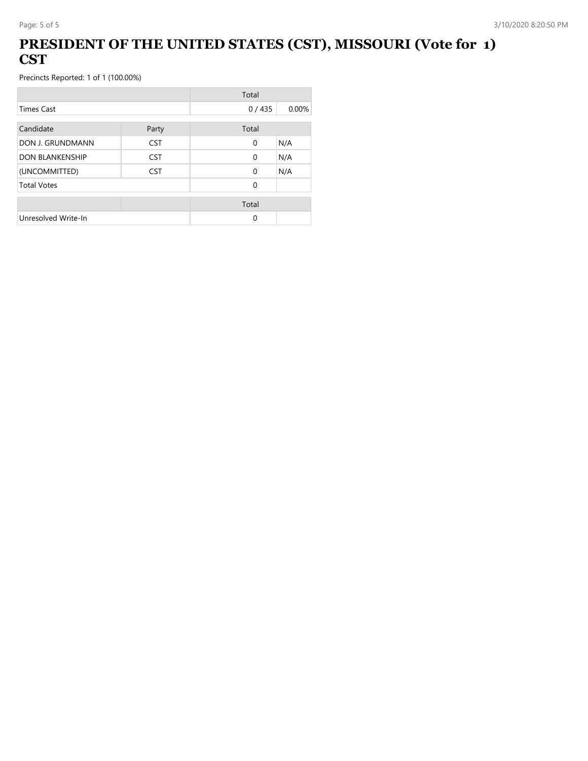# PRESIDENT OF THE UNITED STATES (CST), MISSOURI (Vote for 1) CST

Precincts Reported: 1 of 1 (100.00%)

| | Total | |
|---|---|---|
| Times Cast | 0 / 435 | 0.00% |

| Candidate | Party | Total | |
|---|---|---|---|
| DON J. GRUNDMANN | CST | 0 | N/A |
| DON BLANKENSHIP | CST | 0 | N/A |
| (UNCOMMITTED) | CST | 0 | N/A |
| Total Votes | | 0 | |

| | Total | |
|---|---|---|
| Unresolved Write-In | 0 | |